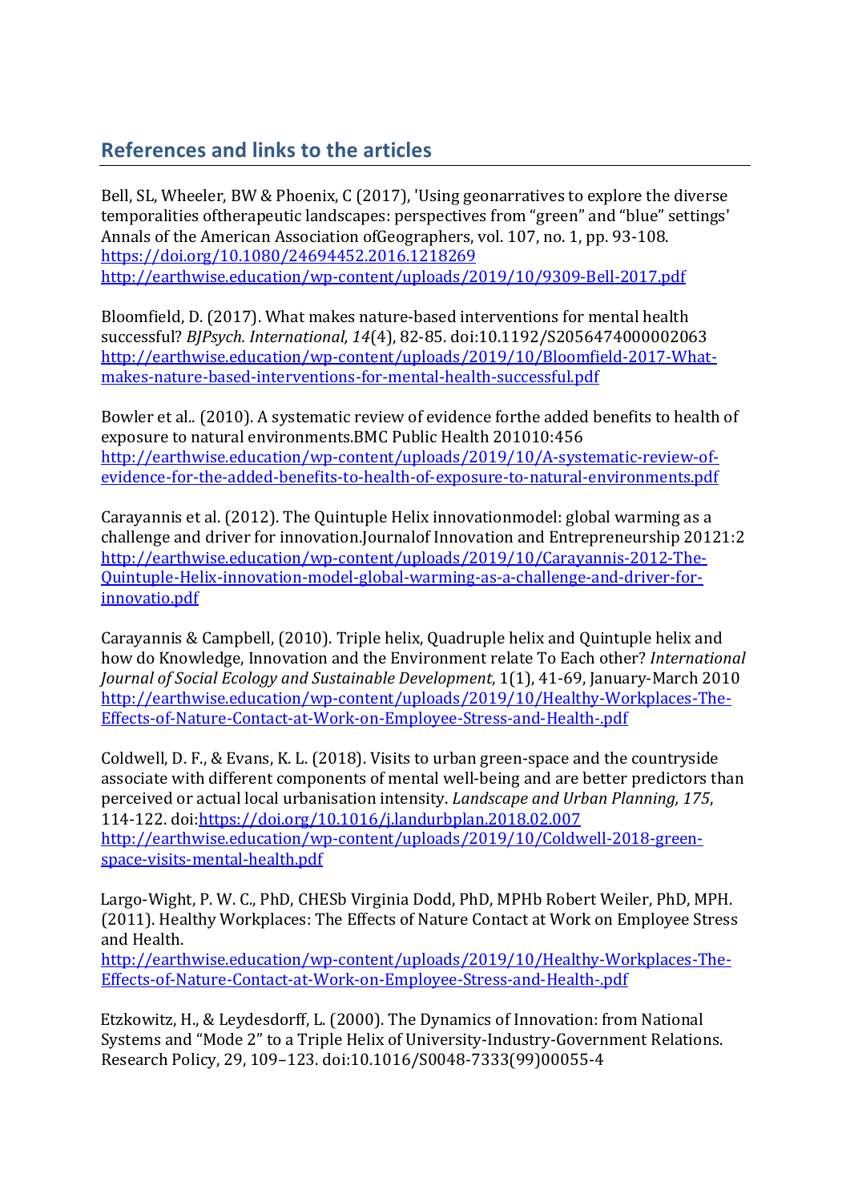## References and links to the articles

Bell, SL, Wheeler, BW & Phoenix, C (2017), 'Using geonarratives to explore the diverse temporalities oftherapeutic landscapes: perspectives from "green" and "blue" settings' Annals of the American Association ofGeographers, vol. 107, no. 1, pp. 93-108.
https://doi.org/10.1080/24694452.2016.1218269
http://earthwise.education/wp-content/uploads/2019/10/9309-Bell-2017.pdf

Bloomfield, D. (2017). What makes nature-based interventions for mental health successful? *BJPsych. International, 14*(4), 82-85. doi:10.1192/S2056474000002063
http://earthwise.education/wp-content/uploads/2019/10/Bloomfield-2017-What-makes-nature-based-interventions-for-mental-health-successful.pdf

Bowler et al.. (2010). A systematic review of evidence forthe added benefits to health of exposure to natural environments.BMC Public Health 201010:456
http://earthwise.education/wp-content/uploads/2019/10/A-systematic-review-of-evidence-for-the-added-benefits-to-health-of-exposure-to-natural-environments.pdf

Carayannis et al. (2012). The Quintuple Helix innovationmodel: global warming as a challenge and driver for innovation.Journalof Innovation and Entrepreneurship 20121:2
http://earthwise.education/wp-content/uploads/2019/10/Carayannis-2012-The-Quintuple-Helix-innovation-model-global-warming-as-a-challenge-and-driver-for-innovatio.pdf

Carayannis & Campbell, (2010). Triple helix, Quadruple helix and Quintuple helix and how do Knowledge, Innovation and the Environment relate To Each other? *International Journal of Social Ecology and Sustainable Development,* 1(1), 41-69, January-March 2010
http://earthwise.education/wp-content/uploads/2019/10/Healthy-Workplaces-The-Effects-of-Nature-Contact-at-Work-on-Employee-Stress-and-Health-.pdf

Coldwell, D. F., & Evans, K. L. (2018). Visits to urban green-space and the countryside associate with different components of mental well-being and are better predictors than perceived or actual local urbanisation intensity. *Landscape and Urban Planning, 175*, 114-122. doi:https://doi.org/10.1016/j.landurbplan.2018.02.007
http://earthwise.education/wp-content/uploads/2019/10/Coldwell-2018-green-space-visits-mental-health.pdf

Largo-Wight, P. W. C., PhD, CHESb Virginia Dodd, PhD, MPHb Robert Weiler, PhD, MPH. (2011). Healthy Workplaces: The Effects of Nature Contact at Work on Employee Stress and Health.
http://earthwise.education/wp-content/uploads/2019/10/Healthy-Workplaces-The-Effects-of-Nature-Contact-at-Work-on-Employee-Stress-and-Health-.pdf

Etzkowitz, H., & Leydesdorff, L. (2000). The Dynamics of Innovation: from National Systems and "Mode 2" to a Triple Helix of University-Industry-Government Relations. Research Policy, 29, 109–123. doi:10.1016/S0048-7333(99)00055-4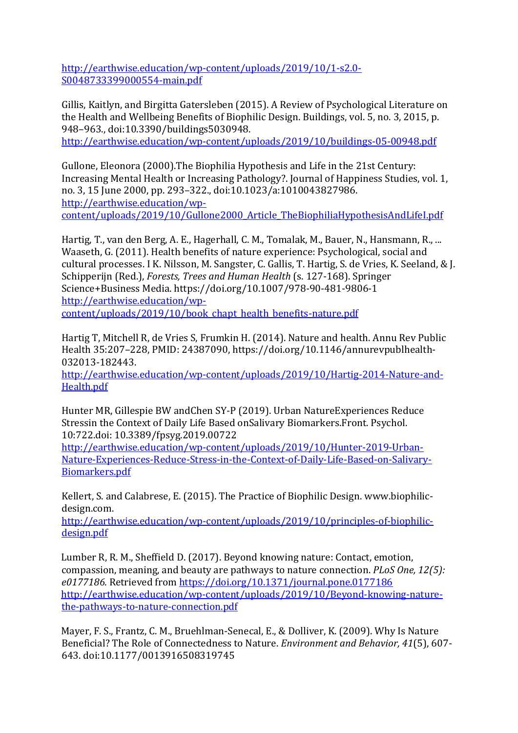http://earthwise.education/wp-content/uploads/2019/10/1-s2.0-S0048733399000554-main.pdf

Gillis, Kaitlyn, and Birgitta Gatersleben (2015). A Review of Psychological Literature on the Health and Wellbeing Benefits of Biophilic Design. Buildings, vol. 5, no. 3, 2015, p. 948–963., doi:10.3390/buildings5030948.
http://earthwise.education/wp-content/uploads/2019/10/buildings-05-00948.pdf

Gullone, Eleonora (2000).The Biophilia Hypothesis and Life in the 21st Century: Increasing Mental Health or Increasing Pathology?. Journal of Happiness Studies, vol. 1, no. 3, 15 June 2000, pp. 293–322., doi:10.1023/a:1010043827986.
http://earthwise.education/wp-content/uploads/2019/10/Gullone2000_Article_TheBiophiliaHypothesisAndLifeI.pdf

Hartig, T., van den Berg, A. E., Hagerhall, C. M., Tomalak, M., Bauer, N., Hansmann, R., ... Waaseth, G. (2011). Health benefits of nature experience: Psychological, social and cultural processes. I K. Nilsson, M. Sangster, C. Gallis, T. Hartig, S. de Vries, K. Seeland, & J. Schipperijn (Red.), *Forests, Trees and Human Health* (s. 127-168). Springer Science+Business Media. https://doi.org/10.1007/978-90-481-9806-1
http://earthwise.education/wp-content/uploads/2019/10/book_chapt_health_benefits-nature.pdf

Hartig T, Mitchell R, de Vries S, Frumkin H. (2014). Nature and health. Annu Rev Public Health 35:207–228, PMID: 24387090, https://doi.org/10.1146/annurevpublhealth-032013-182443.
http://earthwise.education/wp-content/uploads/2019/10/Hartig-2014-Nature-and-Health.pdf

Hunter MR, Gillespie BW andChen SY-P (2019). Urban NatureExperiences Reduce Stressin the Context of Daily Life Based onSalivary Biomarkers.Front. Psychol. 10:722.doi: 10.3389/fpsyg.2019.00722
http://earthwise.education/wp-content/uploads/2019/10/Hunter-2019-Urban-Nature-Experiences-Reduce-Stress-in-the-Context-of-Daily-Life-Based-on-Salivary-Biomarkers.pdf

Kellert, S. and Calabrese, E. (2015). The Practice of Biophilic Design. www.biophilic-design.com.
http://earthwise.education/wp-content/uploads/2019/10/principles-of-biophilic-design.pdf

Lumber R, R. M., Sheffield D. (2017). Beyond knowing nature: Contact, emotion, compassion, meaning, and beauty are pathways to nature connection. *PLoS One, 12(5): e0177186.* Retrieved from https://doi.org/10.1371/journal.pone.0177186
http://earthwise.education/wp-content/uploads/2019/10/Beyond-knowing-nature-the-pathways-to-nature-connection.pdf

Mayer, F. S., Frantz, C. M., Bruehlman-Senecal, E., & Dolliver, K. (2009). Why Is Nature Beneficial? The Role of Connectedness to Nature. *Environment and Behavior, 41*(5), 607-643. doi:10.1177/0013916508319745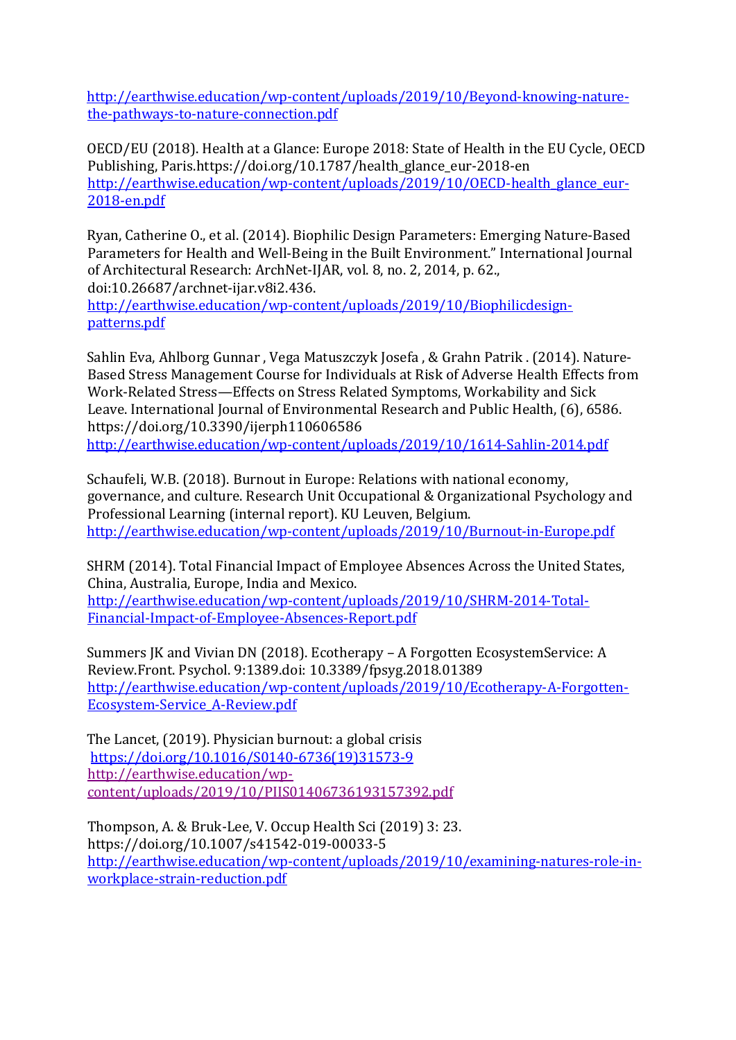http://earthwise.education/wp-content/uploads/2019/10/Beyond-knowing-nature-the-pathways-to-nature-connection.pdf

OECD/EU (2018). Health at a Glance: Europe 2018: State of Health in the EU Cycle, OECD Publishing, Paris.https://doi.org/10.1787/health_glance_eur-2018-en
http://earthwise.education/wp-content/uploads/2019/10/OECD-health_glance_eur-2018-en.pdf

Ryan, Catherine O., et al. (2014). Biophilic Design Parameters: Emerging Nature-Based Parameters for Health and Well-Being in the Built Environment." International Journal of Architectural Research: ArchNet-IJAR, vol. 8, no. 2, 2014, p. 62., doi:10.26687/archnet-ijar.v8i2.436.
http://earthwise.education/wp-content/uploads/2019/10/Biophilicdesign-patterns.pdf

Sahlin Eva, Ahlborg Gunnar , Vega Matuszczyk Josefa , & Grahn Patrik . (2014). Nature-Based Stress Management Course for Individuals at Risk of Adverse Health Effects from Work-Related Stress—Effects on Stress Related Symptoms, Workability and Sick Leave. International Journal of Environmental Research and Public Health, (6), 6586. https://doi.org/10.3390/ijerph110606586
http://earthwise.education/wp-content/uploads/2019/10/1614-Sahlin-2014.pdf

Schaufeli, W.B. (2018). Burnout in Europe: Relations with national economy, governance, and culture. Research Unit Occupational & Organizational Psychology and Professional Learning (internal report). KU Leuven, Belgium.
http://earthwise.education/wp-content/uploads/2019/10/Burnout-in-Europe.pdf

SHRM (2014). Total Financial Impact of Employee Absences Across the United States, China, Australia, Europe, India and Mexico.
http://earthwise.education/wp-content/uploads/2019/10/SHRM-2014-Total-Financial-Impact-of-Employee-Absences-Report.pdf

Summers JK and Vivian DN (2018). Ecotherapy – A Forgotten EcosystemService: A Review.Front. Psychol. 9:1389.doi: 10.3389/fpsyg.2018.01389
http://earthwise.education/wp-content/uploads/2019/10/Ecotherapy-A-Forgotten-Ecosystem-Service_A-Review.pdf

The Lancet, (2019). Physician burnout: a global crisis
https://doi.org/10.1016/S0140-6736(19)31573-9
http://earthwise.education/wp-content/uploads/2019/10/PIIS0140673619315739​2.pdf

Thompson, A. & Bruk-Lee, V. Occup Health Sci (2019) 3: 23. https://doi.org/10.1007/s41542-019-00033-5
http://earthwise.education/wp-content/uploads/2019/10/examining-natures-role-in-workplace-strain-reduction.pdf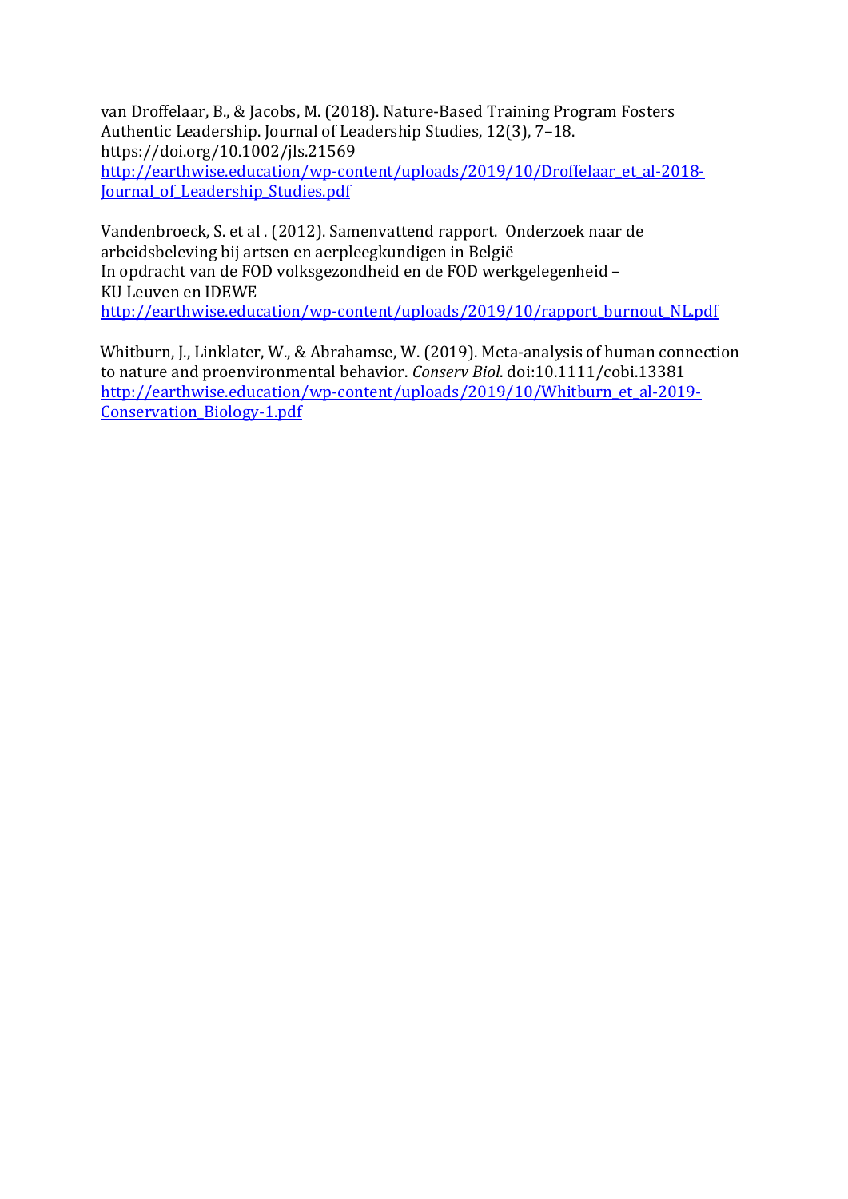van Droffelaar, B., & Jacobs, M. (2018). Nature-Based Training Program Fosters Authentic Leadership. Journal of Leadership Studies, 12(3), 7–18. https://doi.org/10.1002/jls.21569
http://earthwise.education/wp-content/uploads/2019/10/Droffelaar_et_al-2018-Journal_of_Leadership_Studies.pdf

Vandenbroeck, S. et al . (2012). Samenvattend rapport. Onderzoek naar de arbeidsbeleving bij artsen en aerpleegkundigen in België
In opdracht van de FOD volksgezondheid en de FOD werkgelegenheid –
KU Leuven en IDEWE
http://earthwise.education/wp-content/uploads/2019/10/rapport_burnout_NL.pdf

Whitburn, J., Linklater, W., & Abrahamse, W. (2019). Meta-analysis of human connection to nature and proenvironmental behavior. *Conserv Biol*. doi:10.1111/cobi.13381
http://earthwise.education/wp-content/uploads/2019/10/Whitburn_et_al-2019-Conservation_Biology-1.pdf